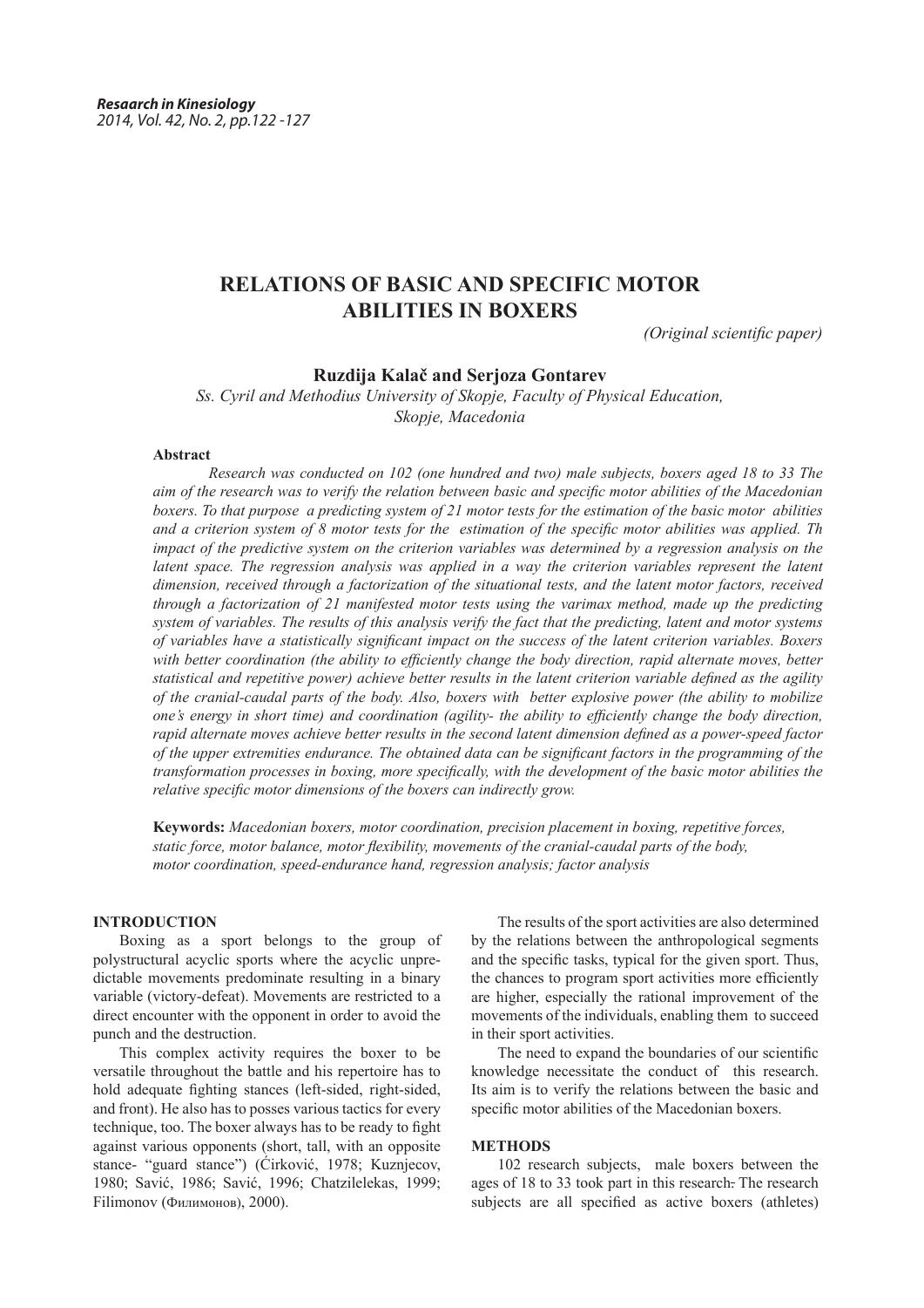# RELATIONS OF BASIC AND SPECIFIC MOTOR ABILITIES IN BOXERS

*(Original scientific paper)*

**Ruzdija Kalač and Serjoza Gontarev**

*Ss. Cyril and Methodius University of Skopje, Faculty of Physical Education, Skopje, Macedonia*

## Abstract

*Research was conducted on 102 (one hundred and two) male subjects, boxers aged 18 to 33 The aim of the research was to verify the relation between basic and specific motor abilities of the Macedonian boxers. To that purpose a predicting system of 21 motor tests for the estimation of the basic motor abilities and a criterion system of 8 motor tests for the estimation of the specific motor abilities was applied. Th impact of the predictive system on the criterion variables was determined by a regression analysis on the latent space. The regression analysis was applied in a way the criterion variables represent the latent dimension, received through a factorization of the situational tests, and the latent motor factors, received through a factorization of 21 manifested motor tests using the varimax method, made up the predicting system of variables. The results of this analysis verify the fact that the predicting, latent and motor systems of variables have a statistically significant impact on the success of the latent criterion variables. Boxers with better coordination (the ability to efficiently change the body direction, rapid alternate moves, better statistical and repetitive power) achieve better results in the latent criterion variable defined as the agility of the cranial-caudal parts of the body. Also, boxers with better explosive power (the ability to mobilize one's energy in short time) and coordination (agility- the ability to efficiently change the body direction, rapid alternate moves achieve better results in the second latent dimension defined as a power-speed factor of the upper extremities endurance. The obtained data can be significant factors in the programming of the transformation processes in boxing, more specifically, with the development of the basic motor abilities the relative specific motor dimensions of the boxers can indirectly grow.*

**Keywords:** *Macedonian boxers, motor coordination, precision placement in boxing, repetitive forces, static force, motor balance, motor flexibility, movements of the cranial-caudal parts of the body, motor coordination, speed-endurance hand, regression analysis; factor analysis*

## INTRODUCTION

Boxing as a sport belongs to the group of polystructural acyclic sports where the acyclic unpredictable movements predominate resulting in a binary variable (victory-defeat). Movements are restricted to a direct encounter with the opponent in order to avoid the punch and the destruction.

This complex activity requires the boxer to be versatile throughout the battle and his repertoire has to hold adequate fighting stances (left-sided, right-sided, and front). He also has to posses various tactics for every technique, too. The boxer always has to be ready to fight against various opponents (short, tall, with an opposite stance- "guard stance") (Ćirković, 1978; Kuznjecov, 1980; Savić, 1986; Savić, 1996; Chatzilelekas, 1999; Filimonov (Филимонов), 2000).

The results of the sport activities are also determined by the relations between the anthropological segments and the specific tasks, typical for the given sport. Thus, the chances to program sport activities more efficiently are higher, especially the rational improvement of the movements of the individuals, enabling them to succeed in their sport activities.

The need to expand the boundaries of our scientific knowledge necessitate the conduct of this research. Its aim is to verify the relations between the basic and specific motor abilities of the Macedonian boxers.

## METHODS

102 research subjects, male boxers between the ages of 18 to 33 took part in this research. The research subjects are all specified as active boxers (athletes)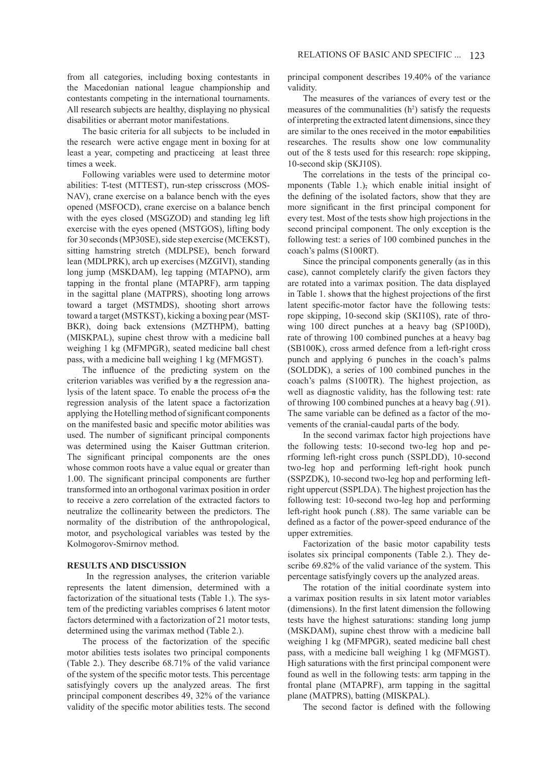from all categories, including boxing contestants in the Macedonian national league championship and contestants competing in the international tournaments. All research subjects are healthy, displaying no physical disabilities or aberrant motor manifestations.

The basic criteria for all subjects to be included in the research were active engage ment in boxing for at least a year, competing and practiceing at least three times a week.

Following variables were used to determine motor abilities: T-test (MTTEST), run-step crisscross (MOSNAV), crane exercise on a balance bench with the eyes opened (MSFOCD), crane exercise on a balance bench with the eyes closed (MSGZOD) and standing leg lift exercise with the eyes opened (MSTGOS), lifting body for 30 seconds (MP30SE), side step exercise (MCEKST), sitting hamstring stretch (MDLPSE), bench forward lean (MDLPRK), arch up exercises (MZGIVI), standing long jump (MSKDAM), leg tapping (MTAPNO), arm tapping in the frontal plane (MTAPRF), arm tapping in the sagittal plane (MATPRS), shooting long arrows toward a target (MSTMDS), shooting short arrows toward a target (MSTKST), kicking a boxing pear (MSTBKR), doing back extensions (MZTHPM), batting (MISKPAL), supine chest throw with a medicine ball weighing 1 kg (MFMPGR), seated medicine ball chest pass, with a medicine ball weighing 1 kg (MFMGST).

The influence of the predicting system on the criterion variables was verified by a the regression analysis of the latent space. To enable the process of a the regression analysis of the latent space a factorization applying the Hotelling method of significant components on the manifested basic and specific motor abilities was used. The number of significant principal components was determined using the Kaiser Guttman criterion. The significant principal components are the ones whose common roots have a value equal or greater than 1.00. The significant principal components are further transformed into an orthogonal varimax position in order to receive a zero correlation of the extracted factors to neutralize the collinearity between the predictors. The normality of the distribution of the anthropological, motor, and psychological variables was tested by the Kolmogorov-Smirnov method.

## RESULTS AND DISCUSSION

In the regression analyses, the criterion variable represents the latent dimension, determined with a factorization of the situational tests (Table 1.). The system of the predicting variables comprises 6 latent motor factors determined with a factorization of 21 motor tests, determined using the varimax method (Table 2.).

The process of the factorization of the specific motor abilities tests isolates two principal components (Table 2.). They describe 68.71% of the valid variance of the system of the specific motor tests. This percentage satisfyingly covers up the analyzed areas. The first principal component describes 49, 32% of the variance validity of the specific motor abilities tests. The second principal component describes 19.40% of the variance validity.

The measures of the variances of every test or the measures of the communalities ($h^2$) satisfy the requests of interpreting the extracted latent dimensions, since they are similar to the ones received in the motor capabilities researches. The results show one low communality out of the 8 tests used for this research: rope skipping, 10-second skip (SKJ10S).

The correlations in the tests of the principal components (Table 1.), which enable initial insight of the defining of the isolated factors, show that they are more significant in the first principal component for every test. Most of the tests show high projections in the second principal component. The only exception is the following test: a series of 100 combined punches in the coach's palms (S100RT).

Since the principal components generally (as in this case), cannot completely clarify the given factors they are rotated into a varimax position. The data displayed in Table 1. shows that the highest projections of the first latent specific-motor factor have the following tests: rope skipping, 10-second skip (SKI10S), rate of throwing 100 direct punches at a heavy bag (SP100D), rate of throwing 100 combined punches at a heavy bag (SB100K), cross armed defence from a left-right cross punch and applying 6 punches in the coach's palms (SOLDDK), a series of 100 combined punches in the coach's palms (S100TR). The highest projection, as well as diagnostic validity, has the following test: rate of throwing 100 combined punches at a heavy bag (.91). The same variable can be defined as a factor of the movements of the cranial-caudal parts of the body.

In the second varimax factor high projections have the following tests: 10-second two-leg hop and performing left-right cross punch (SSPLDD), 10-second two-leg hop and performing left-right hook punch (SSPZDK), 10-second two-leg hop and performing left-right uppercut (SSPLDA). The highest projection has the following test: 10-second two-leg hop and performing left-right hook punch (.88). The same variable can be defined as a factor of the power-speed endurance of the upper extremities.

Factorization of the basic motor capability tests isolates six principal components (Table 2.). They describe 69.82% of the valid variance of the system. This percentage satisfyingly covers up the analyzed areas.

The rotation of the initial coordinate system into a varimax position results in six latent motor variables (dimensions). In the first latent dimension the following tests have the highest saturations: standing long jump (MSKDAM), supine chest throw with a medicine ball weighing 1 kg (MFMPGR), seated medicine ball chest pass, with a medicine ball weighing 1 kg (MFMGST). High saturations with the first principal component were found as well in the following tests: arm tapping in the frontal plane (MTAPRF), arm tapping in the sagittal plane (MATPRS), batting (MISKPAL).

The second factor is defined with the following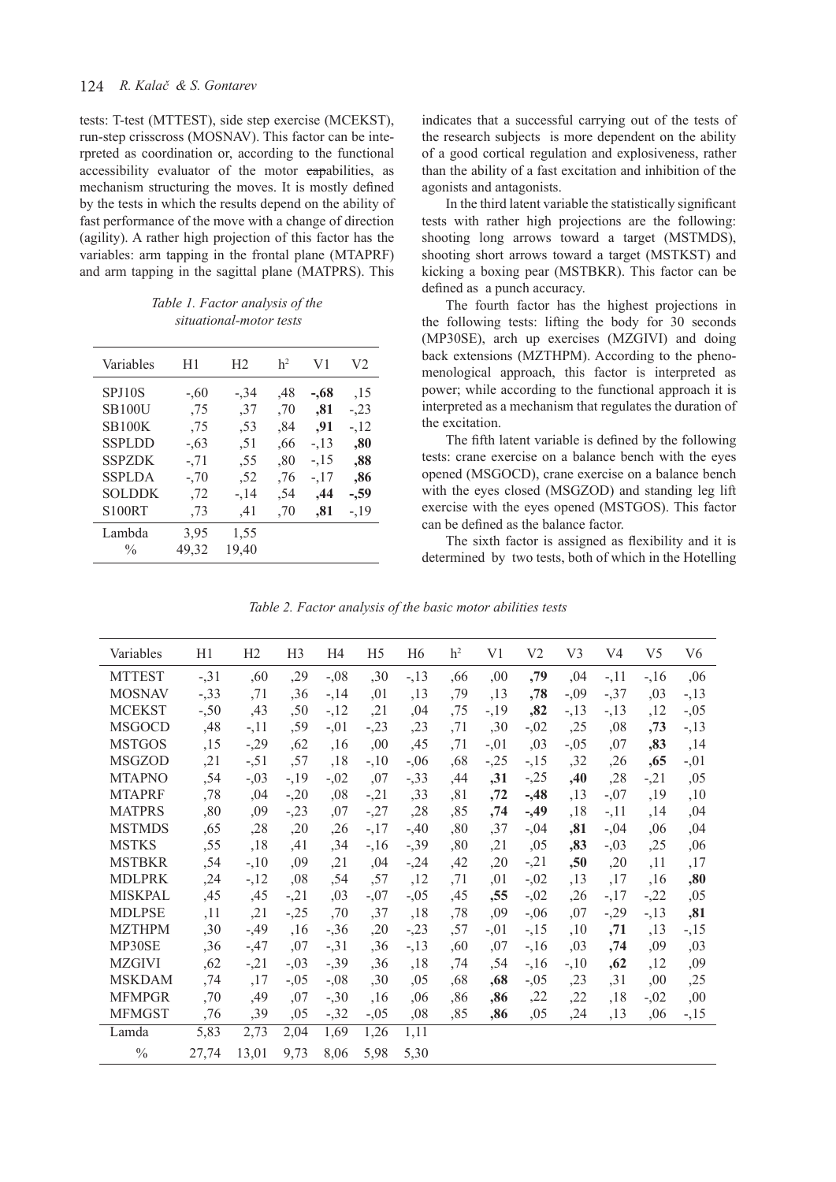tests: T-test (MTTEST), side step exercise (MCEKST), run-step crisscross (MOSNAV). This factor can be interpreted as coordination or, according to the functional accessibility evaluator of the motor capabilities, as mechanism structuring the moves. It is mostly defined by the tests in which the results depend on the ability of fast performance of the move with a change of direction (agility). A rather high projection of this factor has the variables: arm tapping in the frontal plane (MTAPRF) and arm tapping in the sagittal plane (MATPRS). This indicates that a successful carrying out of the tests of the research subjects is more dependent on the ability of a good cortical regulation and explosiveness, rather than the ability of a fast excitation and inhibition of the agonists and antagonists.

*Table 1. Factor analysis of the situational-motor tests*

| Variables | H1 | H2 | $h^2$ | V1 | V2 |
|---|---|---|---|---|---|
| SPJ10S | -,60 | -,34 | ,48 | **-,68** | ,15 |
| SB100U | ,75 | ,37 | ,70 | **,81** | -,23 |
| SB100K | ,75 | ,53 | ,84 | **,91** | -,12 |
| SSPLDD | -,63 | ,51 | ,66 | -,13 | **,80** |
| SSPZDK | -,71 | ,55 | ,80 | -,15 | **,88** |
| SSPLDA | -,70 | ,52 | ,76 | -,17 | **,86** |
| SOLDDK | ,72 | -,14 | ,54 | **,44** | **-,59** |
| S100RT | ,73 | ,41 | ,70 | **,81** | -,19 |
| Lambda | 3,95 | 1,55 | | | |
| % | 49,32 | 19,40 | | | |

In the third latent variable the statistically significant tests with rather high projections are the following: shooting long arrows toward a target (MSTMDS), shooting short arrows toward a target (MSTKST) and kicking a boxing pear (MSTBKR). This factor can be defined as a punch accuracy.

The fourth factor has the highest projections in the following tests: lifting the body for 30 seconds (MP30SE), arch up exercises (MZGIVI) and doing back extensions (MZTHPM). According to the phenomenological approach, this factor is interpreted as power; while according to the functional approach it is interpreted as a mechanism that regulates the duration of the excitation.

The fifth latent variable is defined by the following tests: crane exercise on a balance bench with the eyes opened (MSGOCD), crane exercise on a balance bench with the eyes closed (MSGZOD) and standing leg lift exercise with the eyes opened (MSTGOS). This factor can be defined as the balance factor.

The sixth factor is assigned as flexibility and it is determined by two tests, both of which in the Hotelling

*Table 2. Factor analysis of the basic motor abilities tests*

| Variables | H1 | H2 | H3 | H4 | H5 | H6 | $h^2$ | V1 | V2 | V3 | V4 | V5 | V6 |
|---|---|---|---|---|---|---|---|---|---|---|---|---|---|
| MTTEST | -,31 | ,60 | ,29 | -,08 | ,30 | -,13 | ,66 | ,00 | **,79** | ,04 | -,11 | -,16 | ,06 |
| MOSNAV | -,33 | ,71 | ,36 | -,14 | ,01 | ,13 | ,79 | ,13 | **,78** | -,09 | -,37 | ,03 | -,13 |
| MCEKST | -,50 | ,43 | ,50 | -,12 | ,21 | ,04 | ,75 | -,19 | **,82** | -,13 | ,12 | -,05 |
| MSGOCD | ,48 | -,11 | ,59 | -,01 | -,23 | ,23 | ,71 | ,30 | -,02 | ,25 | ,08 | **,73** | -,13 |
| MSTGOS | ,15 | -,29 | ,62 | ,16 | ,00 | ,45 | ,71 | -,01 | ,03 | -,05 | ,07 | **,83** | ,14 |
| MSGZOD | ,21 | -,51 | ,57 | ,18 | -,10 | -,06 | ,68 | -,25 | -,15 | ,32 | ,26 | **,65** | -,01 |
| MTAPNO | ,54 | -,03 | -,19 | -,02 | ,07 | -,33 | ,44 | **,31** | -,25 | **,40** | ,28 | -,21 | ,05 |
| MTAPRF | ,78 | ,04 | -,20 | ,08 | -,21 | ,33 | ,81 | **,72** | **-,48** | ,13 | -,07 | ,19 | ,10 |
| MATPRS | ,80 | ,09 | -,23 | ,07 | -,27 | ,28 | ,85 | **,74** | **-,49** | ,18 | -,11 | ,14 | ,04 |
| MSTMDS | ,65 | ,28 | ,20 | ,26 | -,17 | -,40 | ,80 | ,37 | -,04 | **,81** | -,04 | ,06 | ,04 |
| MSTKS | ,55 | ,18 | ,41 | ,34 | -,16 | -,39 | ,80 | ,21 | ,05 | **,83** | -,03 | ,25 | ,06 |
| MSTBKR | ,54 | -,10 | ,09 | ,21 | ,04 | -,24 | ,42 | ,20 | -,21 | **,50** | ,20 | ,11 | ,17 |
| MDLPRK | ,24 | -,12 | ,08 | ,54 | ,57 | ,12 | ,71 | ,01 | -,02 | ,13 | ,17 | ,16 | **,80** |
| MISKPAL | ,45 | ,45 | -,21 | ,03 | -,07 | -,05 | ,45 | **,55** | -,02 | ,26 | -,17 | -,22 | ,05 |
| MDLPSE | ,11 | ,21 | -,25 | ,70 | ,37 | ,18 | ,78 | ,09 | -,06 | ,07 | -,29 | -,13 | **,81** |
| MZTHPM | ,30 | -,49 | ,16 | -,36 | ,20 | -,23 | ,57 | -,01 | -,15 | ,10 | **,71** | ,13 | -,15 |
| MP30SE | ,36 | -,47 | ,07 | -,31 | ,36 | -,13 | ,60 | ,07 | -,16 | ,03 | **,74** | ,09 | ,03 |
| MZGIVI | ,62 | -,21 | -,03 | -,39 | ,36 | ,18 | ,74 | ,54 | -,16 | -,10 | **,62** | ,12 | ,09 |
| MSKDAM | ,74 | ,17 | -,05 | -,08 | ,30 | ,05 | ,68 | **,68** | -,05 | ,23 | ,31 | ,00 | ,25 |
| MFMPGR | ,70 | ,49 | ,07 | -,30 | ,16 | ,06 | ,86 | **,86** | ,22 | ,22 | ,18 | -,02 | ,00 |
| MFMGST | ,76 | ,39 | ,05 | -,32 | -,05 | ,08 | ,85 | **,86** | ,05 | ,24 | ,13 | ,06 | -,15 |
| Lamda | 5,83 | 2,73 | 2,04 | 1,69 | 1,26 | 1,11 | | | | | | | |
| % | 27,74 | 13,01 | 9,73 | 8,06 | 5,98 | 5,30 | | | | | | | |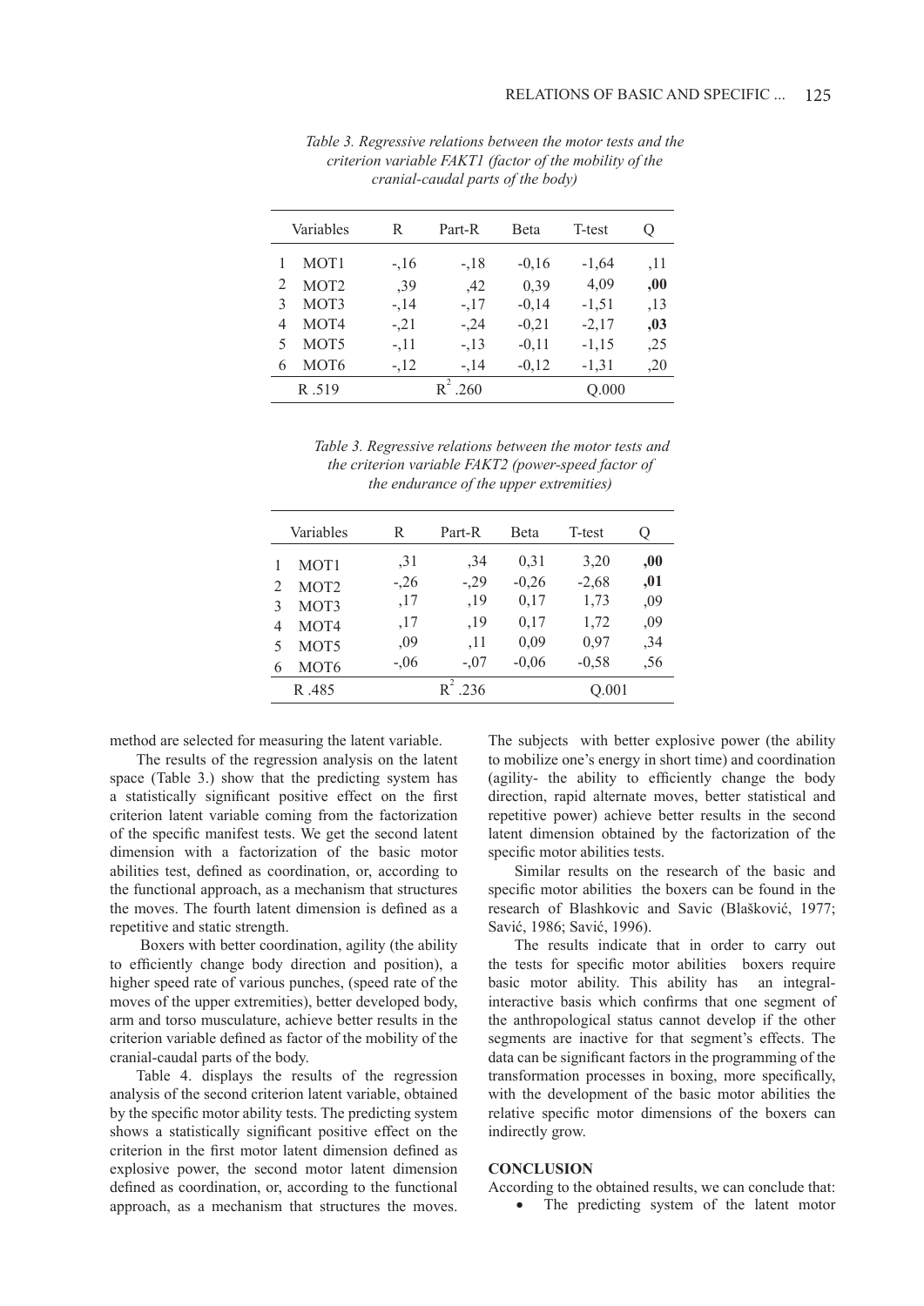*Table 3. Regressive relations between the motor tests and the criterion variable FAKT1 (factor of the mobility of the cranial-caudal parts of the body)*

| | Variables | R | Part-R | Beta | T-test | Q |
|---|---|---|---|---|---|---|
| 1 | MOT1 | -,16 | -,18 | -0,16 | -1,64 | ,11 |
| 2 | MOT2 | ,39 | ,42 | 0,39 | 4,09 | **,00** |
| 3 | MOT3 | -,14 | -,17 | -0,14 | -1,51 | ,13 |
| 4 | MOT4 | -,21 | -,24 | -0,21 | -2,17 | **,03** |
| 5 | MOT5 | -,11 | -,13 | -0,11 | -1,15 | ,25 |
| 6 | MOT6 | -,12 | -,14 | -0,12 | -1,31 | ,20 |
| | R .519 | | $R^2$ .260 | | Q.000 | |

*Table 3. Regressive relations between the motor tests and the criterion variable FAKT2 (power-speed factor of the endurance of the upper extremities)*

| | Variables | R | Part-R | Beta | T-test | Q |
|---|---|---|---|---|---|---|
| 1 | MOT1 | ,31 | ,34 | 0,31 | 3,20 | **,00** |
| 2 | MOT2 | -,26 | -,29 | -0,26 | -2,68 | **,01** |
| 3 | MOT3 | ,17 | ,19 | 0,17 | 1,73 | ,09 |
| 4 | MOT4 | ,17 | ,19 | 0,17 | 1,72 | ,09 |
| 5 | MOT5 | ,09 | ,11 | 0,09 | 0,97 | ,34 |
| 6 | MOT6 | -,06 | -,07 | -0,06 | -0,58 | ,56 |
| | R .485 | | $R^2$ .236 | | Q.001 | |

method are selected for measuring the latent variable.

The results of the regression analysis on the latent space (Table 3.) show that the predicting system has a statistically significant positive effect on the first criterion latent variable coming from the factorization of the specific manifest tests. We get the second latent dimension with a factorization of the basic motor abilities test, defined as coordination, or, according to the functional approach, as a mechanism that structures the moves. The fourth latent dimension is defined as a repetitive and static strength.

Boxers with better coordination, agility (the ability to efficiently change body direction and position), a higher speed rate of various punches, (speed rate of the moves of the upper extremities), better developed body, arm and torso musculature, achieve better results in the criterion variable defined as factor of the mobility of the cranial-caudal parts of the body.

Table 4. displays the results of the regression analysis of the second criterion latent variable, obtained by the specific motor ability tests. The predicting system shows a statistically significant positive effect on the criterion in the first motor latent dimension defined as explosive power, the second motor latent dimension defined as coordination, or, according to the functional approach, as a mechanism that structures the moves. The subjects with better explosive power (the ability to mobilize one's energy in short time) and coordination (agility- the ability to efficiently change the body direction, rapid alternate moves, better statistical and repetitive power) achieve better results in the second latent dimension obtained by the factorization of the specific motor abilities tests.

Similar results on the research of the basic and specific motor abilities the boxers can be found in the research of Blashkovic and Savic (Blašković, 1977; Savić, 1986; Savić, 1996).

The results indicate that in order to carry out the tests for specific motor abilities boxers require basic motor ability. This ability has an integral-interactive basis which confirms that one segment of the anthropological status cannot develop if the other segments are inactive for that segment's effects. The data can be significant factors in the programming of the transformation processes in boxing, more specifically, with the development of the basic motor abilities the relative specific motor dimensions of the boxers can indirectly grow.

## CONCLUSION

According to the obtained results, we can conclude that:

- The predicting system of the latent motor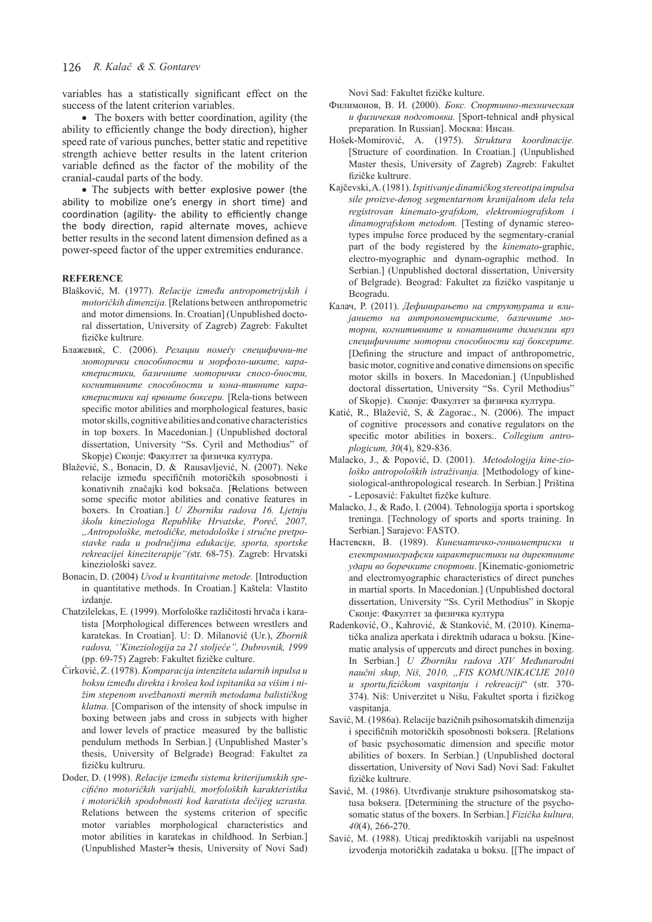variables has a statistically significant effect on the success of the latent criterion variables.

- The boxers with better coordination, agility (the ability to efficiently change the body direction), higher speed rate of various punches, better static and repetitive strength achieve better results in the latent criterion variable defined as the factor of the mobility of the cranial-caudal parts of the body.
- The subjects with better explosive power (the ability to mobilize one's energy in short time) and coordination (agility- the ability to efficiently change the body direction, rapid alternate moves, achieve better results in the second latent dimension defined as a power-speed factor of the upper extremities endurance.

**REFERENCE**

Blašković, M. (1977). *Relacije između antropometrijskih i motoričkih dimenzija.* [Relations between anthropometric and motor dimensions. In. Croatian] (Unpublished doctoral dissertation, University of Zagreb) Zagreb: Fakultet fizičke kultrure.

Блажевиќ, С. (2006). *Релации помеѓу специфични-те моторички способности и морфоло-шките, карактеристики, базичните моторички спосо-бности, когнитивните способности и кона-тивните карактеристики кај врвните боксери.* [Rela-tions between specific motor abilities and morphological features, basic motor skills, cognitive abilities and conative characteristics in top boxers. In Macedonian.] (Unpublished doctoral dissertation, University "Ss. Cyril and Methodius" of Skopje) Скопје: Факултет за физичка култура.

Blažević, S., Bonacin, D. & Rausavljević, N. (2007). Neke relacije između specifičnih motoričkih sposobnosti i konativnih značajki kod boksača. [Relations between some specific motor abilities and conative features in boxers. In Croatian.] *U Zborniku radova 16. Ljetnju školu kineziologa Republike Hrvatske, Poreč, 2007, „Antropološke, metodičke, metodološke i stručne pretpostavke rada u područjima edukacije, sporta, sportske rekreacijei kineziterapije"(*str. 68-75). Zagreb: Hrvatski kineziološki savez.

Bonacin, D. (2004) *Uvod u kvantitaivne metode.* [Introduction in quantitative methods. In Croatian.] Kaštela: Vlastito izdanje.

Chatzilelekas, E. (1999). Morfološke različitosti hrvača i karatista [Morphological differences between wrestlers and karatekas. In Croatian]. U: D. Milanović (Ur.), *Zbornik radova, ''Kineziologija za 21 stoljeće", Dubrovnik, 1999* (pp. 69-75) Zagreb: Fakultet fizičke culture.

Ćirković, Z. (1978). *Komparacija intenziteta udarnih inpulsa u boksu između direkta i krošea kod ispitanika sa višim i nižim stepenom uvežbanosti mernih metodama balističkog klatna.* [Comparison of the intensity of shock impulse in boxing between jabs and cross in subjects with higher and lower levels of practice measured by the ballistic pendulum methods In Serbian.] (Unpublished Master's thesis, University of Belgrade) Beograd: Fakultet za fizičku kultruru.

Doder, D. (1998). *Relacije između sistema kriterijumskih specifično motoričkih varijabli, morfoloških karakteristika i motoričkih spodobnosti kod karatista dečijeg uzrasta.* Relations between the systems criterion of specific motor variables morphological characteristics and motor abilities in karatekas in childhood. In Serbian.] (Unpublished Master's thesis, University of Novi Sad) Novi Sad: Fakultet fizičke kulture.

Филимонов, В. И. (2000). *Бокс. Спортивно-техническая и физичекая подготовка.* [Sport-tehnical and physical preparation. In Russian]. Москва: Инсан.

Hošek-Momirović, A. (1975). *Struktura koordinacije.* [Structure of coordination. In Croatian.] (Unpublished Master thesis, University of Zagreb) Zagreb: Fakultet fizičke kultrure.

Kajčevski, A. (1981). *Ispitivanje dinamičkog stereotipa impulsa sile proizve-denog segmentarnom kranijalnom dela tela registrovan kinemato-grafskom, elektromiografskom i dinamografskom metodom.* [Testing of dynamic stereotypes impulse force produced by the segmentary-cranial part of the body registered by the *kinemato*-graphic, electro-myographic and dynam-ographic method. In Serbian.] (Unpublished doctoral dissertation, University of Belgrade). Beograd: Fakultet za fizičko vaspitanje u Beogradu.

Калач, Р. (2011). *Дефинирањето на структурата и влијанието на антропометриските, базичните моторни, когнитивните и конативните димензии врз специфичните моторни способности кај боксерите*. [Defining the structure and impact of anthropometric, basic motor, cognitive and conative dimensions on specific motor skills in boxers. In Macedonian.] (Unpublished doctoral dissertation, University "Ss. Cyril Methodius" of Skopje). Скопје: Факултет за физичка култура.

Katić, R., Blažević, S, & Zagorac., N. (2006). The impact of cognitive processors and conative regulators on the specific motor abilities in boxers.. *Collegium antropologicum, 30*(4), 829-836.

Malacko, J., & Popović, D. (2001). *Metodologija kine-ziološko antropoloških istraživanja.* [Methodology of kinesiological-anthropological research. In Serbian.] Priština - Leposavić: Fakultet fizčke kulture.

Malacko, J., & Rađo, I. (2004). Tehnologija sporta i sportskog treninga. [Technology of sports and sports training. In Serbian.] Sarajevo: FASTO.

Настевски, В. (1989). *Кинематичко-гониометриски и електромиографски карактеристики на директните удари во боречките спортови*. [Kinematic-goniometric and electromyographic characteristics of direct punches in martial sports. In Macedonian.] (Unpublished doctoral dissertation, University "Ss. Cyril Methodius" in Skopje Скопје: Факултет за физичка култура

Radenković, O., Kahrović, & Stanković, M. (2010). Kinematička analiza aperkata i direktnih udaraca u boksu. [Kinematic analysis of uppercuts and direct punches in boxing. In Serbian.] *U Zborniku radova XIV Međunarodni naučni skup, Niš, 2010, „FIS KOMUNIKACIJE 2010 u sportu,fizičkom vaspitanju i rekreaciji*" (str. 370-374). Niš: Univerzitet u Nišu, Fakultet sporta i fizičkog vaspitanja.

Savić, M. (1986a). Relacije bazičnih psihosomatskih dimenzija i specifičnih motoričkih sposobnosti boksera. [Relations of basic psychosomatic dimension and specific motor abilities of boxers. In Serbian.] (Unpublished doctoral dissertation, University of Novi Sad) Novi Sad: Fakultet fizičke kultrure.

Savić, M. (1986). Utvrđivanje strukture psihosomatskog statusa boksera. [Determining the structure of the psychosomatic status of the boxers. In Serbian.] *Fizička kultura, 40*(4), 266-270.

Savić, M. (1988). Uticaj prediktoskih varijabli na uspešnost izvođenja motoričkih zadataka u boksu. [[The impact of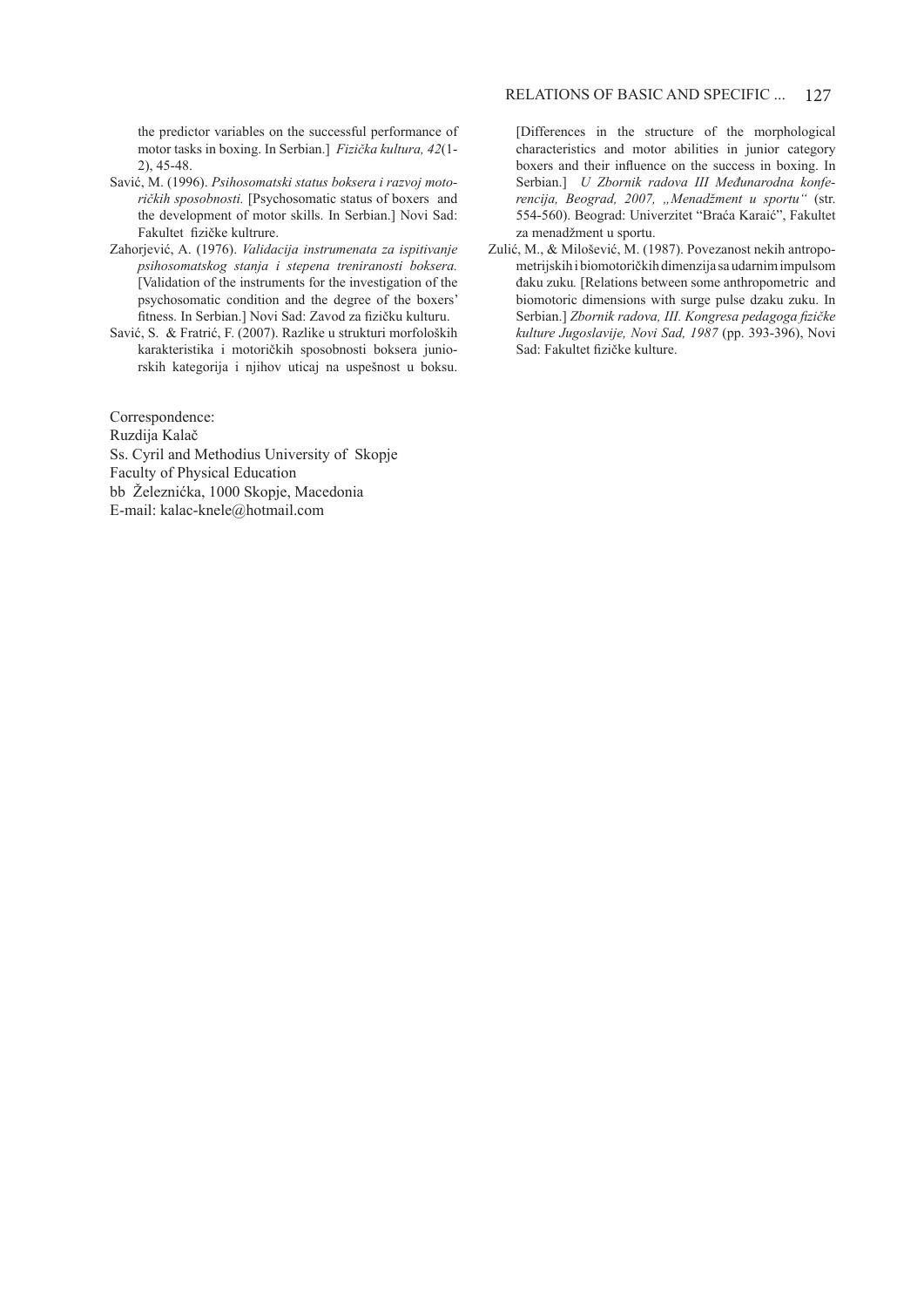the predictor variables on the successful performance of motor tasks in boxing. In Serbian.] *Fizička kultura, 42*(1-2), 45-48.

Savić, M. (1996). *Psihosomatski status boksera i razvoj motoričkih sposobnosti.* [Psychosomatic status of boxers and the development of motor skills. In Serbian.] Novi Sad: Fakultet fizičke kultrure.

Zahorjević, A. (1976). *Validacija instrumenata za ispitivanje psihosomatskog stanja i stepena treniranosti boksera.* [Validation of the instruments for the investigation of the psychosomatic condition and the degree of the boxers' fitness. In Serbian.] Novi Sad: Zavod za fizičku kulturu.

Savić, S. & Fratrić, F. (2007). Razlike u strukturi morfoloških karakteristika i motoričkih sposobnosti boksera juniorskih kategorija i njihov uticaj na uspešnost u boksu. [Differences in the structure of the morphological characteristics and motor abilities in junior category boxers and their influence on the success in boxing. In Serbian.] *U Zbornik radova III Međunarodna konferencija, Beograd, 2007, „Menadžment u sportu"* (str. 554-560). Beograd: Univerzitet "Braća Karaić", Fakultet za menadžment u sportu.

Zulić, M., & Milošević, M. (1987). Povezanost nekih antropometrijskih i biomotoričkih dimenzija sa udarnim impulsom đaku zuku. [Relations between some anthropometric and biomotoric dimensions with surge pulse dzaku zuku. In Serbian.] *Zbornik radova, III. Kongresa pedagoga fizičke kulture Jugoslavije, Novi Sad, 1987* (pp. 393-396), Novi Sad: Fakultet fizičke kulture.

Correspondence:
Ruzdija Kalač
Ss. Cyril and Methodius University of Skopje
Faculty of Physical Education
bb Železnićka, 1000 Skopje, Macedonia
E-mail: kalac-knele@hotmail.com